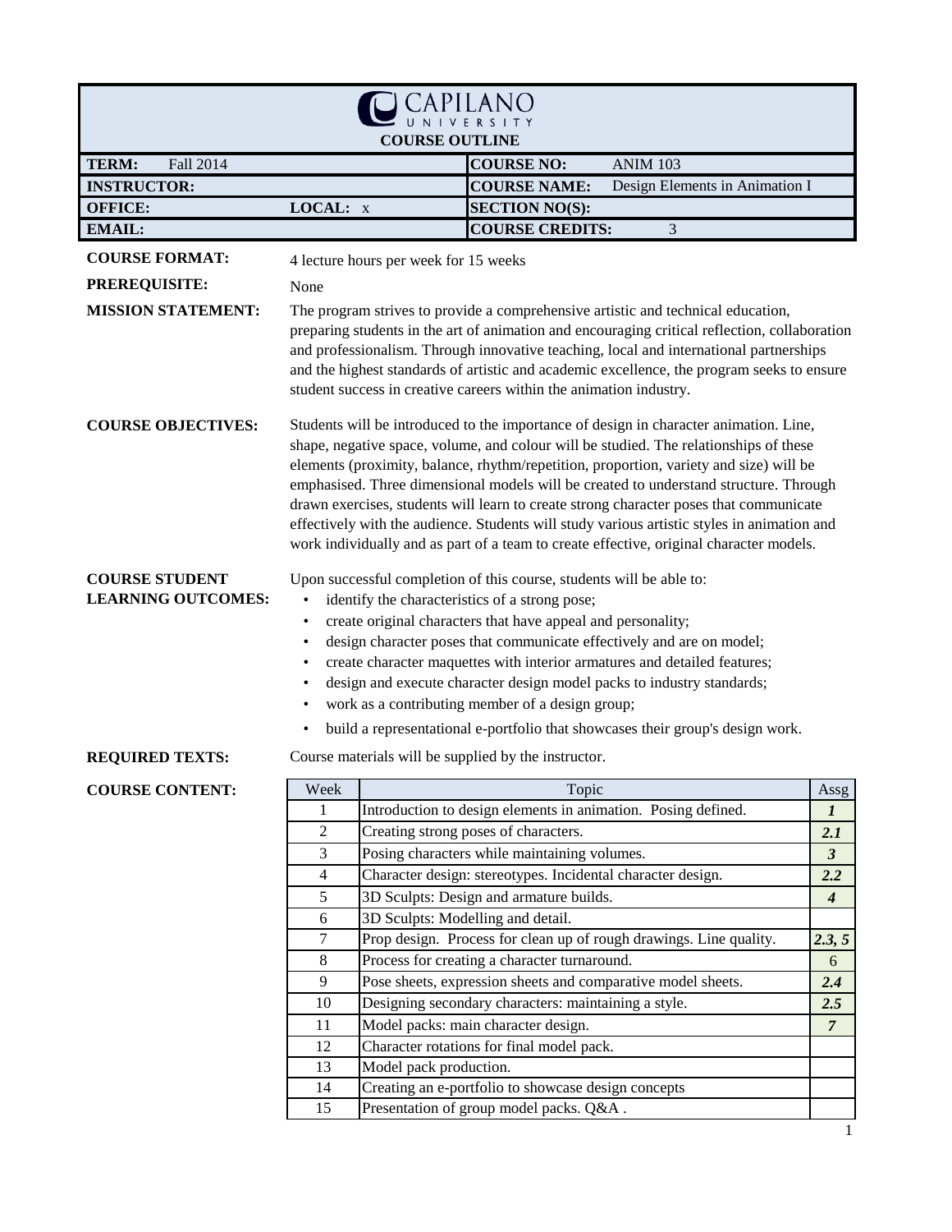# CAPILANO UNIVERSITY

## COURSE OUTLINE

| | | | |
|---|---|---|---|
| **TERM:** Fall 2014 | | **COURSE NO:** | ANIM 103 |
| **INSTRUCTOR:** | | **COURSE NAME:** | Design Elements in Animation I |
| **OFFICE:** | **LOCAL:** x | **SECTION NO(S):** | |
| **EMAIL:** | | **COURSE CREDITS:** | 3 |

**COURSE FORMAT:** 4 lecture hours per week for 15 weeks

**PREREQUISITE:** None

**MISSION STATEMENT:** The program strives to provide a comprehensive artistic and technical education, preparing students in the art of animation and encouraging critical reflection, collaboration and professionalism. Through innovative teaching, local and international partnerships and the highest standards of artistic and academic excellence, the program seeks to ensure student success in creative careers within the animation industry.

**COURSE OBJECTIVES:** Students will be introduced to the importance of design in character animation. Line, shape, negative space, volume, and colour will be studied. The relationships of these elements (proximity, balance, rhythm/repetition, proportion, variety and size) will be emphasised. Three dimensional models will be created to understand structure. Through drawn exercises, students will learn to create strong character poses that communicate effectively with the audience. Students will study various artistic styles in animation and work individually and as part of a team to create effective, original character models.

**COURSE STUDENT LEARNING OUTCOMES:** Upon successful completion of this course, students will be able to:

- identify the characteristics of a strong pose;
- create original characters that have appeal and personality;
- design character poses that communicate effectively and are on model;
- create character maquettes with interior armatures and detailed features;
- design and execute character design model packs to industry standards;
- work as a contributing member of a design group;
- build a representational e-portfolio that showcases their group's design work.

**REQUIRED TEXTS:** Course materials will be supplied by the instructor.

**COURSE CONTENT:**

| Week | Topic | Assg |
|---|---|---|
| 1 | Introduction to design elements in animation. Posing defined. | ***1*** |
| 2 | Creating strong poses of characters. | ***2.1*** |
| 3 | Posing characters while maintaining volumes. | ***3*** |
| 4 | Character design: stereotypes. Incidental character design. | ***2.2*** |
| 5 | 3D Sculpts: Design and armature builds. | ***4*** |
| 6 | 3D Sculpts: Modelling and detail. | |
| 7 | Prop design. Process for clean up of rough drawings. Line quality. | ***2.3, 5*** |
| 8 | Process for creating a character turnaround. | 6 |
| 9 | Pose sheets, expression sheets and comparative model sheets. | ***2.4*** |
| 10 | Designing secondary characters: maintaining a style. | ***2.5*** |
| 11 | Model packs: main character design. | ***7*** |
| 12 | Character rotations for final model pack. | |
| 13 | Model pack production. | |
| 14 | Creating an e-portfolio to showcase design concepts | |
| 15 | Presentation of group model packs. Q&A . | |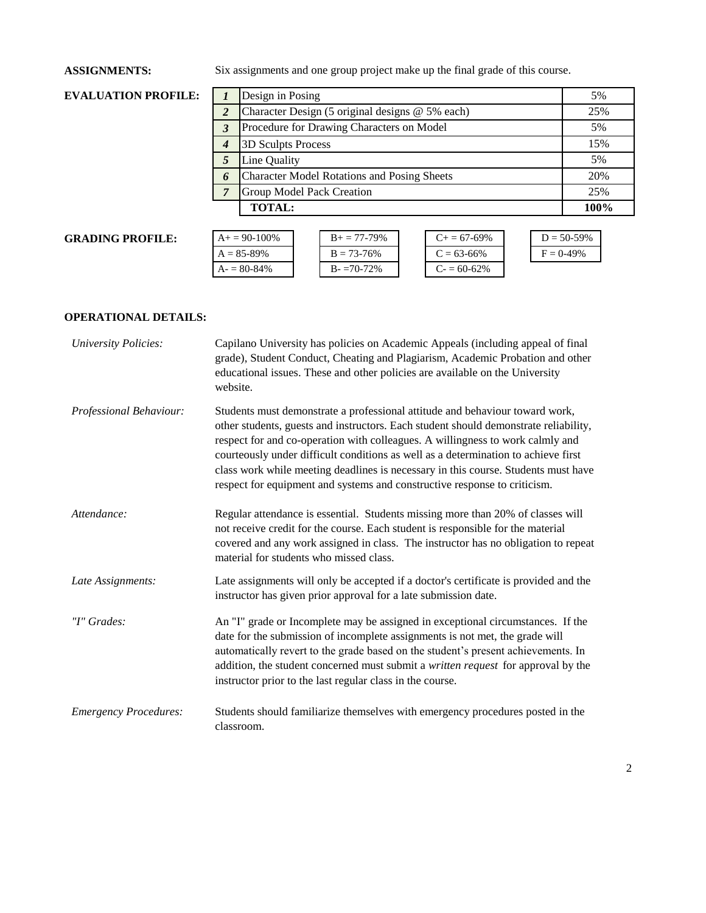**ASSIGNMENTS:** Six assignments and one group project make up the final grade of this course.

**EVALUATION PROFILE:**

| | | |
|---|---|---|
| *1* | Design in Posing | 5% |
| *2* | Character Design (5 original designs @ 5% each) | 25% |
| *3* | Procedure for Drawing Characters on Model | 5% |
| *4* | 3D Sculpts Process | 15% |
| *5* | Line Quality | 5% |
| *6* | Character Model Rotations and Posing Sheets | 20% |
| *7* | Group Model Pack Creation | 25% |
| | **TOTAL:** | **100%** |

**GRADING PROFILE:**

| | | | |
|---|---|---|---|
| A+ = 90-100% | B+ = 77-79% | C+ = 67-69% | D = 50-59% |
| A = 85-89% | B = 73-76% | C = 63-66% | F = 0-49% |
| A- = 80-84% | B- =70-72% | C- = 60-62% | |

**OPERATIONAL DETAILS:**

*University Policies:* Capilano University has policies on Academic Appeals (including appeal of final grade), Student Conduct, Cheating and Plagiarism, Academic Probation and other educational issues. These and other policies are available on the University website.

*Professional Behaviour:* Students must demonstrate a professional attitude and behaviour toward work, other students, guests and instructors. Each student should demonstrate reliability, respect for and co-operation with colleagues. A willingness to work calmly and courteously under difficult conditions as well as a determination to achieve first class work while meeting deadlines is necessary in this course. Students must have respect for equipment and systems and constructive response to criticism.

*Attendance:* Regular attendance is essential. Students missing more than 20% of classes will not receive credit for the course. Each student is responsible for the material covered and any work assigned in class. The instructor has no obligation to repeat material for students who missed class.

*Late Assignments:* Late assignments will only be accepted if a doctor's certificate is provided and the instructor has given prior approval for a late submission date.

*"I" Grades:* An "I" grade or Incomplete may be assigned in exceptional circumstances. If the date for the submission of incomplete assignments is not met, the grade will automatically revert to the grade based on the student's present achievements. In addition, the student concerned must submit a *written request* for approval by the instructor prior to the last regular class in the course.

*Emergency Procedures:* Students should familiarize themselves with emergency procedures posted in the classroom.